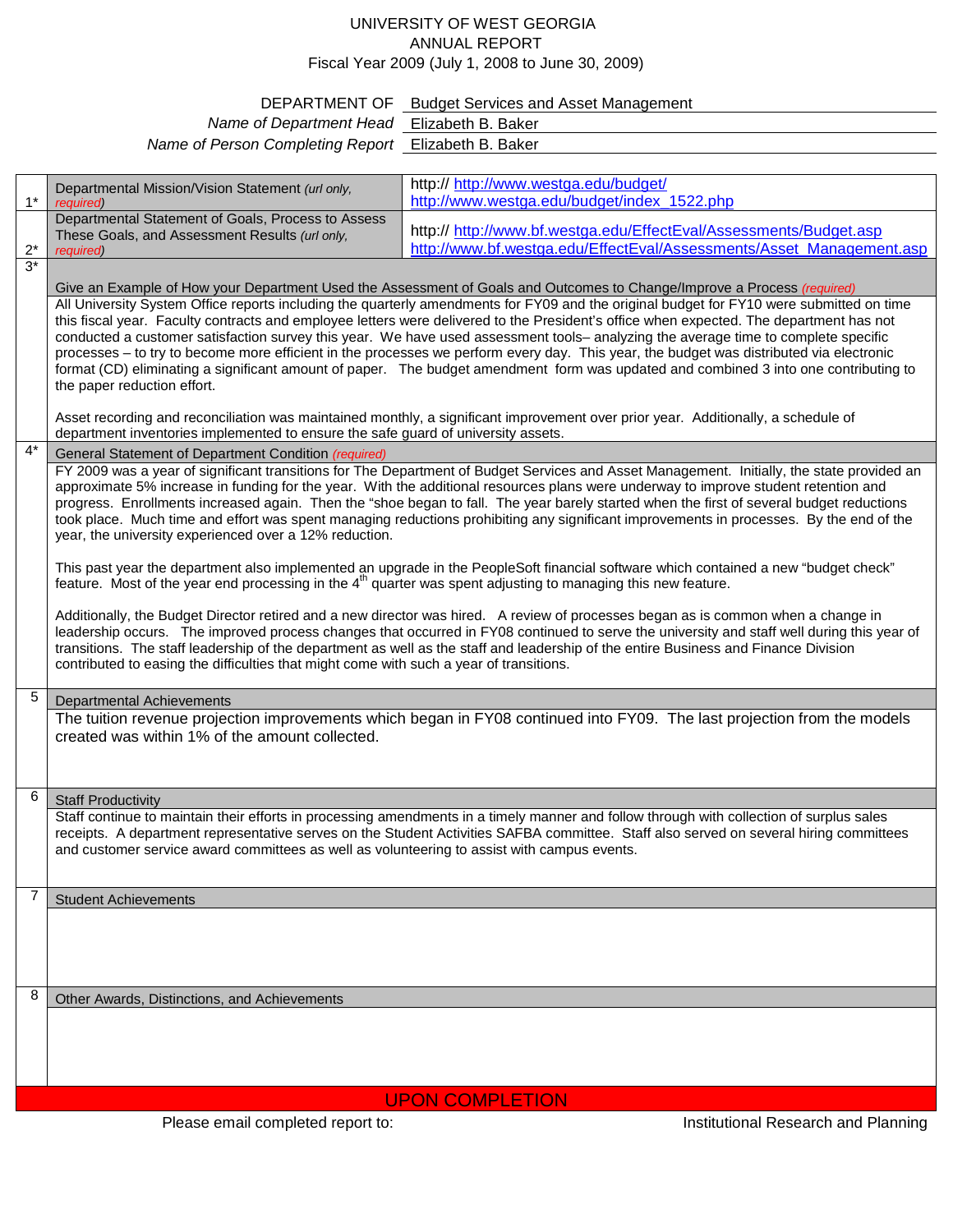# UNIVERSITY OF WEST GEORGIA
## ANNUAL REPORT
### Fiscal Year 2009 (July 1, 2008 to June 30, 2009)

DEPARTMENT OF: Budget Services and Asset Management
*Name of Department Head*: Elizabeth B. Baker
*Name of Person Completing Report*: Elizabeth B. Baker

| # | Item | Response |
|---|---|---|
| 1* | Departmental Mission/Vision Statement *(url only, required)* | http:// http://www.westga.edu/budget/ http://www.westga.edu/budget/index_1522.php |
| 2* | Departmental Statement of Goals, Process to Assess These Goals, and Assessment Results *(url only, required)* | http:// http://www.bf.westga.edu/EffectEval/Assessments/Budget.asp http://www.bf.westga.edu/EffectEval/Assessments/Asset_Management.asp |

**3\* Give an Example of How your Department Used the Assessment of Goals and Outcomes to Change/Improve a Process** *(required)*

All University System Office reports including the quarterly amendments for FY09 and the original budget for FY10 were submitted on time this fiscal year. Faculty contracts and employee letters were delivered to the President's office when expected. The department has not conducted a customer satisfaction survey this year. We have used assessment tools– analyzing the average time to complete specific processes – to try to become more efficient in the processes we perform every day. This year, the budget was distributed via electronic format (CD) eliminating a significant amount of paper. The budget amendment form was updated and combined 3 into one contributing to the paper reduction effort.

Asset recording and reconciliation was maintained monthly, a significant improvement over prior year. Additionally, a schedule of department inventories implemented to ensure the safe guard of university assets.

**4\* General Statement of Department Condition** *(required)*

FY 2009 was a year of significant transitions for The Department of Budget Services and Asset Management. Initially, the state provided an approximate 5% increase in funding for the year. With the additional resources plans were underway to improve student retention and progress. Enrollments increased again. Then the "shoe began to fall. The year barely started when the first of several budget reductions took place. Much time and effort was spent managing reductions prohibiting any significant improvements in processes. By the end of the year, the university experienced over a 12% reduction.

This past year the department also implemented an upgrade in the PeopleSoft financial software which contained a new "budget check" feature. Most of the year end processing in the 4th quarter was spent adjusting to managing this new feature.

Additionally, the Budget Director retired and a new director was hired. A review of processes began as is common when a change in leadership occurs. The improved process changes that occurred in FY08 continued to serve the university and staff well during this year of transitions. The staff leadership of the department as well as the staff and leadership of the entire Business and Finance Division contributed to easing the difficulties that might come with such a year of transitions.

**5 Departmental Achievements**

The tuition revenue projection improvements which began in FY08 continued into FY09. The last projection from the models created was within 1% of the amount collected.

**6 Staff Productivity**

Staff continue to maintain their efforts in processing amendments in a timely manner and follow through with collection of surplus sales receipts. A department representative serves on the Student Activities SAFBA committee. Staff also served on several hiring committees and customer service award committees as well as volunteering to assist with campus events.

**7 Student Achievements**

**8 Other Awards, Distinctions, and Achievements**

**UPON COMPLETION**

Please email completed report to: Institutional Research and Planning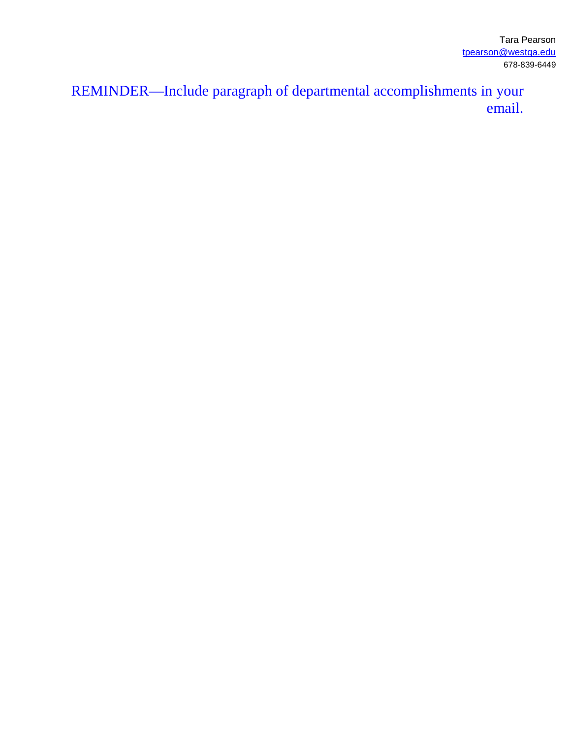Tara Pearson
tpearson@westga.edu
678-839-6449

REMINDER—Include paragraph of departmental accomplishments in your email.